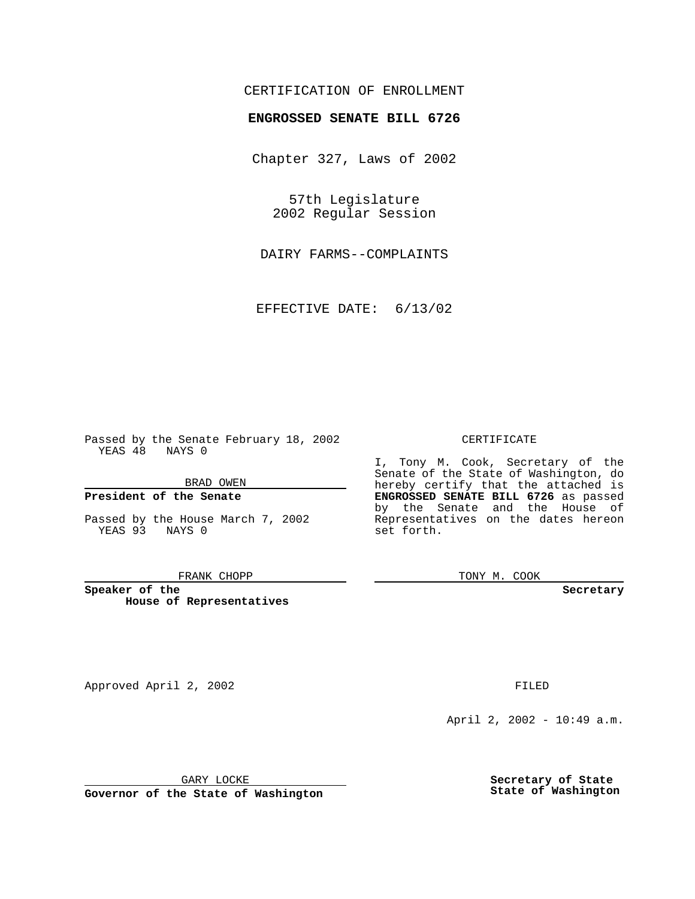CERTIFICATION OF ENROLLMENT

**ENGROSSED SENATE BILL 6726**

Chapter 327, Laws of 2002

57th Legislature
2002 Regular Session

DAIRY FARMS--COMPLAINTS

EFFECTIVE DATE: 6/13/02

Passed by the Senate February 18, 2002
YEAS 48 NAYS 0

BRAD OWEN

**President of the Senate**

Passed by the House March 7, 2002
YEAS 93 NAYS 0

FRANK CHOPP

**Speaker of the House of Representatives**

CERTIFICATE

I, Tony M. Cook, Secretary of the Senate of the State of Washington, do hereby certify that the attached is **ENGROSSED SENATE BILL 6726** as passed by the Senate and the House of Representatives on the dates hereon set forth.

TONY M. COOK

**Secretary**

Approved April 2, 2002

GARY LOCKE

**Governor of the State of Washington**

FILED

April 2, 2002 - 10:49 a.m.

**Secretary of State**
**State of Washington**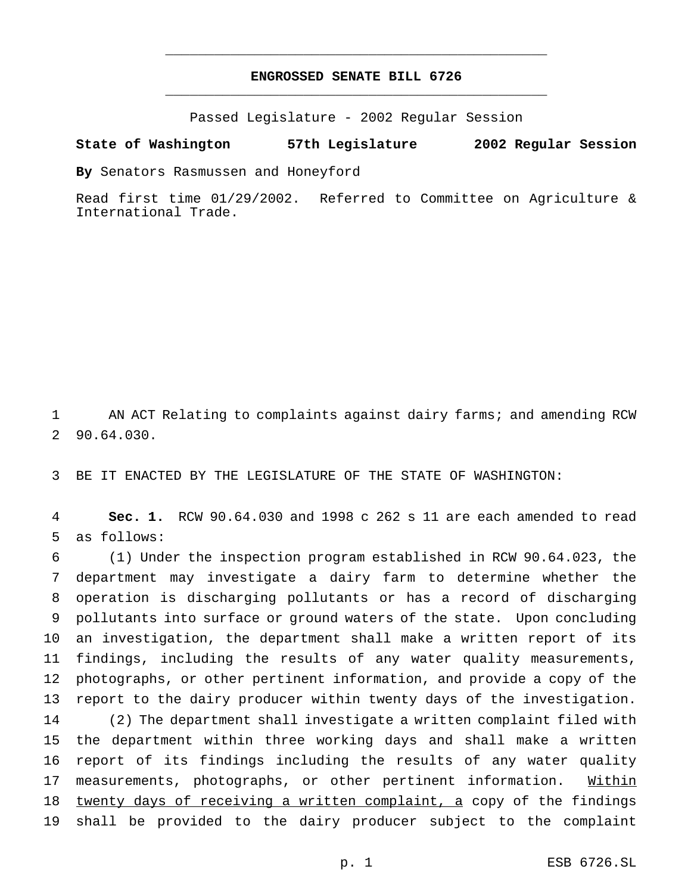**ENGROSSED SENATE BILL 6726**

Passed Legislature - 2002 Regular Session

**State of Washington 57th Legislature 2002 Regular Session**

**By** Senators Rasmussen and Honeyford

Read first time 01/29/2002. Referred to Committee on Agriculture & International Trade.

AN ACT Relating to complaints against dairy farms; and amending RCW 90.64.030.

BE IT ENACTED BY THE LEGISLATURE OF THE STATE OF WASHINGTON:

**Sec. 1.** RCW 90.64.030 and 1998 c 262 s 11 are each amended to read as follows:

(1) Under the inspection program established in RCW 90.64.023, the department may investigate a dairy farm to determine whether the operation is discharging pollutants or has a record of discharging pollutants into surface or ground waters of the state. Upon concluding an investigation, the department shall make a written report of its findings, including the results of any water quality measurements, photographs, or other pertinent information, and provide a copy of the report to the dairy producer within twenty days of the investigation.

(2) The department shall investigate a written complaint filed with the department within three working days and shall make a written report of its findings including the results of any water quality measurements, photographs, or other pertinent information. <u>Within twenty days of receiving a written complaint, a</u> copy of the findings shall be provided to the dairy producer subject to the complaint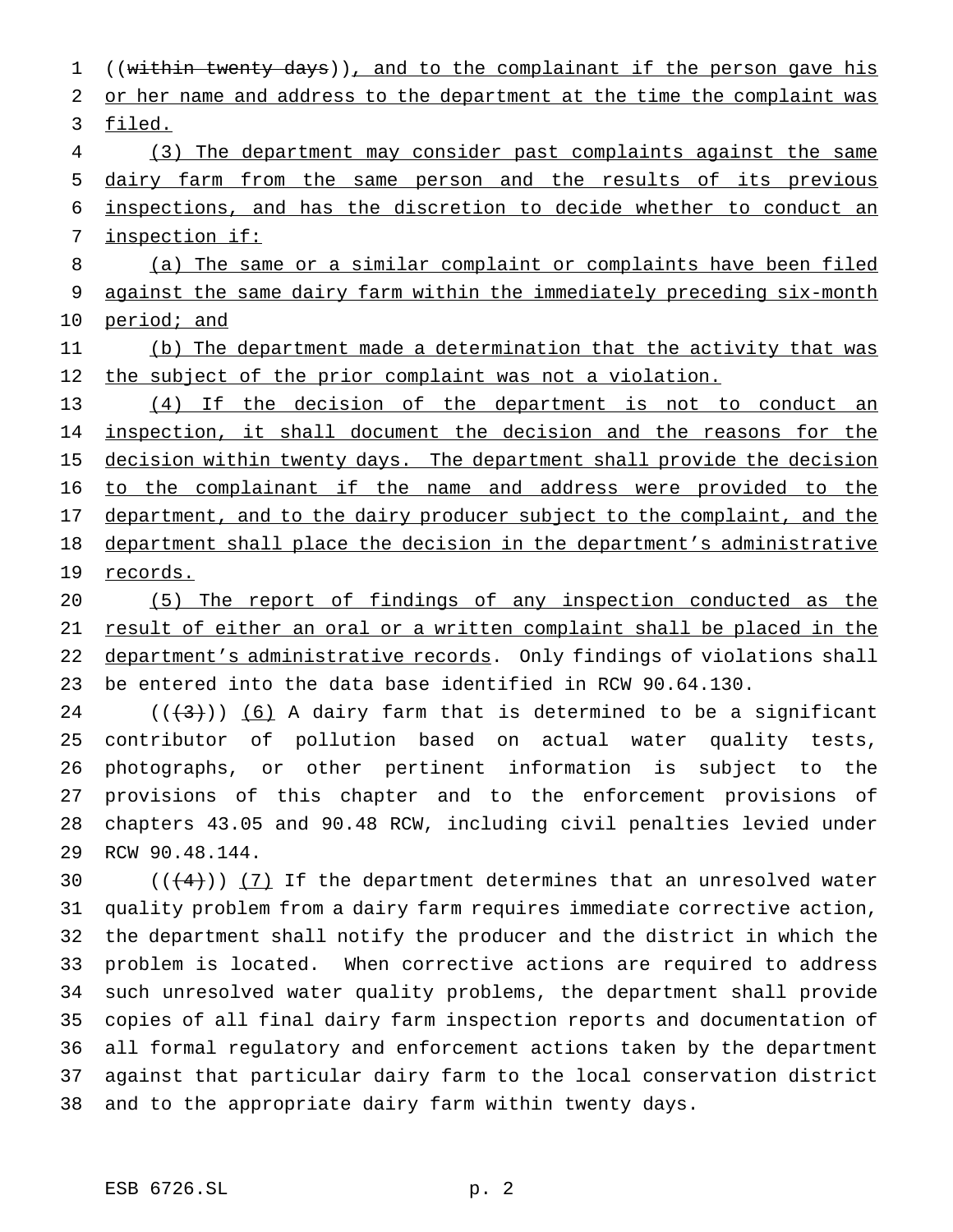((~~within twenty days~~)), and to the complainant if the person gave his or her name and address to the department at the time the complaint was filed.

(3) The department may consider past complaints against the same dairy farm from the same person and the results of its previous inspections, and has the discretion to decide whether to conduct an inspection if:

(a) The same or a similar complaint or complaints have been filed against the same dairy farm within the immediately preceding six-month period; and

(b) The department made a determination that the activity that was the subject of the prior complaint was not a violation.

(4) If the decision of the department is not to conduct an inspection, it shall document the decision and the reasons for the decision within twenty days. The department shall provide the decision to the complainant if the name and address were provided to the department, and to the dairy producer subject to the complaint, and the department shall place the decision in the department's administrative records.

(5) The report of findings of any inspection conducted as the result of either an oral or a written complaint shall be placed in the department's administrative records. Only findings of violations shall be entered into the data base identified in RCW 90.64.130.

((~~(3)~~)) (6) A dairy farm that is determined to be a significant contributor of pollution based on actual water quality tests, photographs, or other pertinent information is subject to the provisions of this chapter and to the enforcement provisions of chapters 43.05 and 90.48 RCW, including civil penalties levied under RCW 90.48.144.

((~~(4)~~)) (7) If the department determines that an unresolved water quality problem from a dairy farm requires immediate corrective action, the department shall notify the producer and the district in which the problem is located. When corrective actions are required to address such unresolved water quality problems, the department shall provide copies of all final dairy farm inspection reports and documentation of all formal regulatory and enforcement actions taken by the department against that particular dairy farm to the local conservation district and to the appropriate dairy farm within twenty days.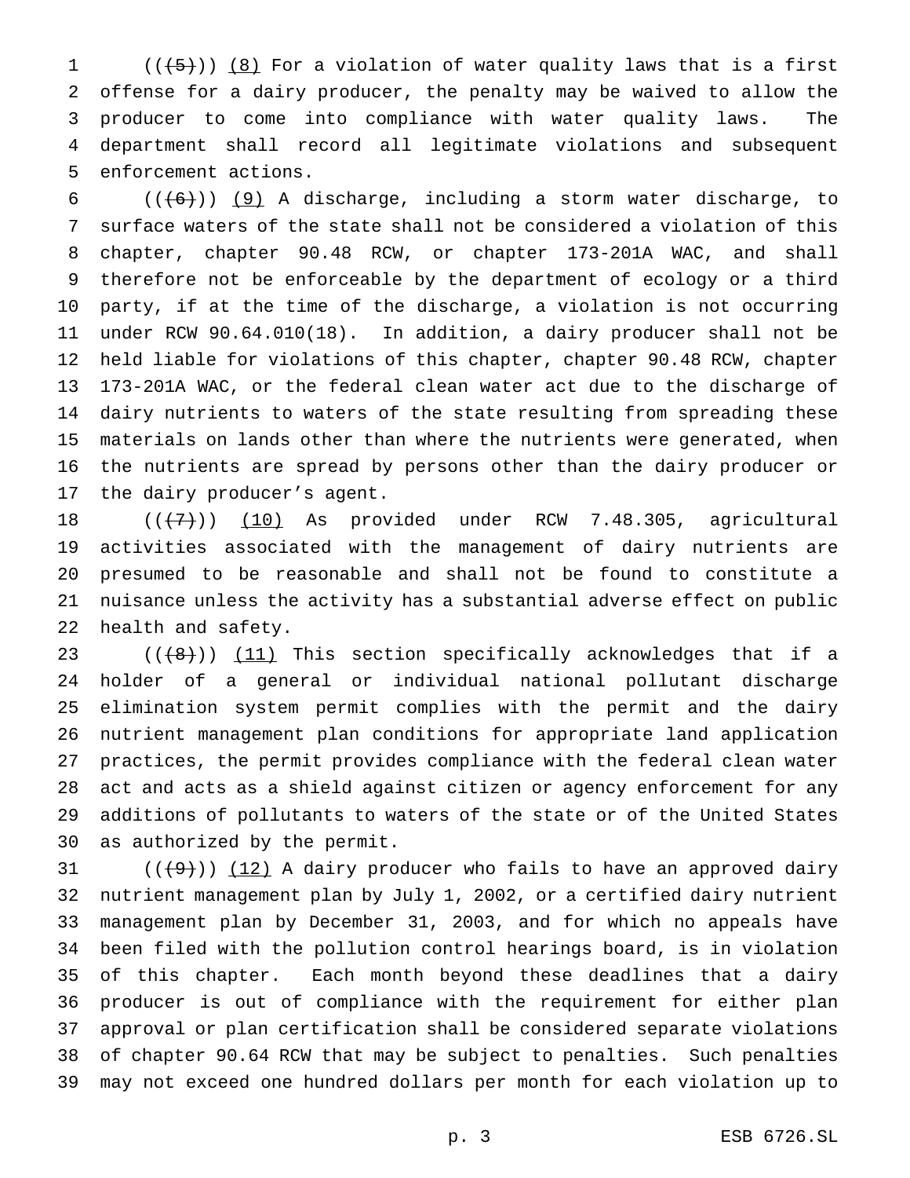(((5))) (8) For a violation of water quality laws that is a first offense for a dairy producer, the penalty may be waived to allow the producer to come into compliance with water quality laws. The department shall record all legitimate violations and subsequent enforcement actions.

(((6))) (9) A discharge, including a storm water discharge, to surface waters of the state shall not be considered a violation of this chapter, chapter 90.48 RCW, or chapter 173-201A WAC, and shall therefore not be enforceable by the department of ecology or a third party, if at the time of the discharge, a violation is not occurring under RCW 90.64.010(18). In addition, a dairy producer shall not be held liable for violations of this chapter, chapter 90.48 RCW, chapter 173-201A WAC, or the federal clean water act due to the discharge of dairy nutrients to waters of the state resulting from spreading these materials on lands other than where the nutrients were generated, when the nutrients are spread by persons other than the dairy producer or the dairy producer's agent.

(((7))) (10) As provided under RCW 7.48.305, agricultural activities associated with the management of dairy nutrients are presumed to be reasonable and shall not be found to constitute a nuisance unless the activity has a substantial adverse effect on public health and safety.

(((8))) (11) This section specifically acknowledges that if a holder of a general or individual national pollutant discharge elimination system permit complies with the permit and the dairy nutrient management plan conditions for appropriate land application practices, the permit provides compliance with the federal clean water act and acts as a shield against citizen or agency enforcement for any additions of pollutants to waters of the state or of the United States as authorized by the permit.

(((9))) (12) A dairy producer who fails to have an approved dairy nutrient management plan by July 1, 2002, or a certified dairy nutrient management plan by December 31, 2003, and for which no appeals have been filed with the pollution control hearings board, is in violation of this chapter. Each month beyond these deadlines that a dairy producer is out of compliance with the requirement for either plan approval or plan certification shall be considered separate violations of chapter 90.64 RCW that may be subject to penalties. Such penalties may not exceed one hundred dollars per month for each violation up to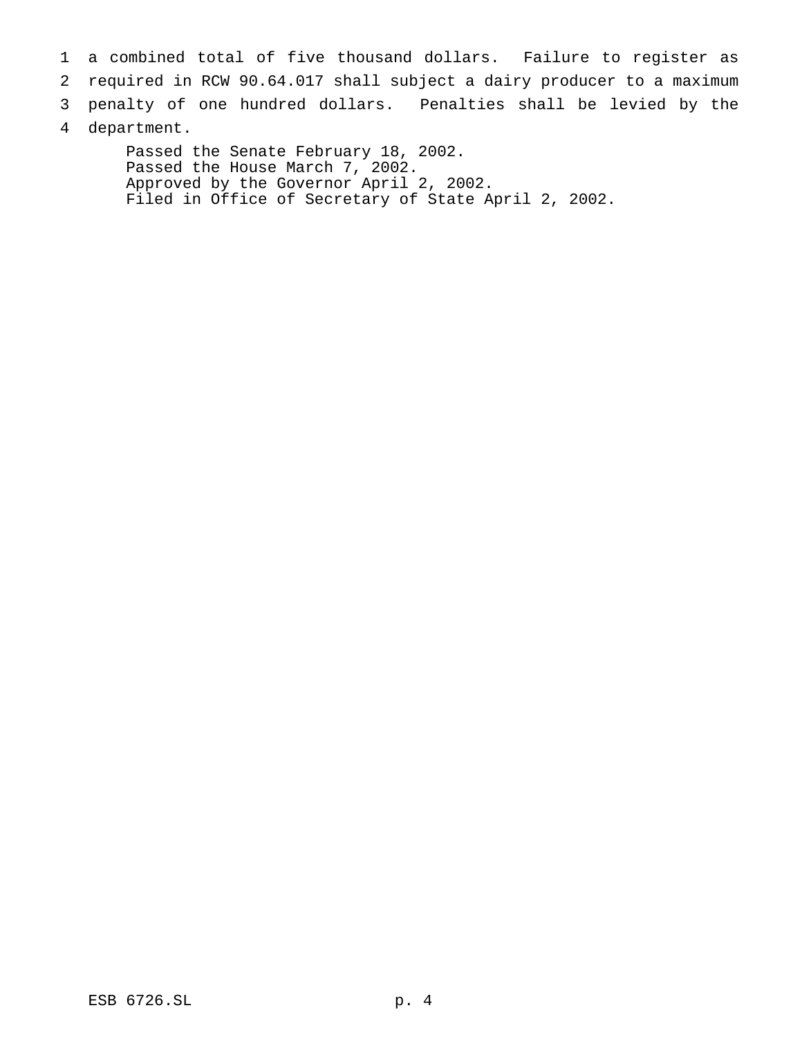a combined total of five thousand dollars. Failure to register as required in RCW 90.64.017 shall subject a dairy producer to a maximum penalty of one hundred dollars. Penalties shall be levied by the department.

Passed the Senate February 18, 2002.
Passed the House March 7, 2002.
Approved by the Governor April 2, 2002.
Filed in Office of Secretary of State April 2, 2002.